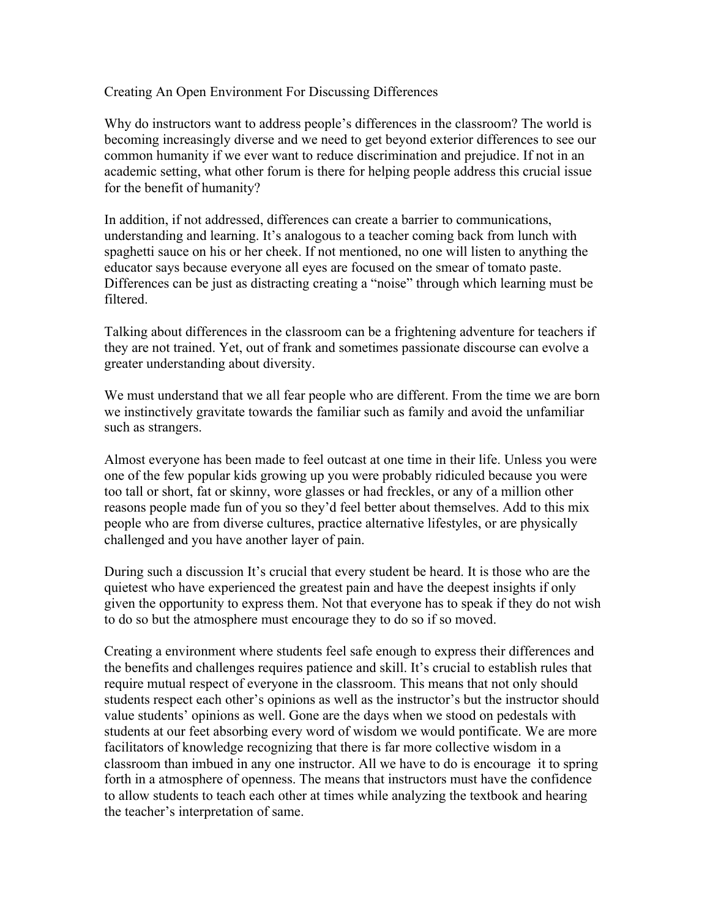# Creating An Open Environment For Discussing Differences

Why do instructors want to address people's differences in the classroom? The world is becoming increasingly diverse and we need to get beyond exterior differences to see our common humanity if we ever want to reduce discrimination and prejudice. If not in an academic setting, what other forum is there for helping people address this crucial issue for the benefit of humanity?

In addition, if not addressed, differences can create a barrier to communications, understanding and learning. It's analogous to a teacher coming back from lunch with spaghetti sauce on his or her cheek. If not mentioned, no one will listen to anything the educator says because everyone all eyes are focused on the smear of tomato paste. Differences can be just as distracting creating a "noise" through which learning must be filtered.

Talking about differences in the classroom can be a frightening adventure for teachers if they are not trained. Yet, out of frank and sometimes passionate discourse can evolve a greater understanding about diversity.

We must understand that we all fear people who are different. From the time we are born we instinctively gravitate towards the familiar such as family and avoid the unfamiliar such as strangers.

Almost everyone has been made to feel outcast at one time in their life. Unless you were one of the few popular kids growing up you were probably ridiculed because you were too tall or short, fat or skinny, wore glasses or had freckles, or any of a million other reasons people made fun of you so they'd feel better about themselves. Add to this mix people who are from diverse cultures, practice alternative lifestyles, or are physically challenged and you have another layer of pain.

During such a discussion It's crucial that every student be heard. It is those who are the quietest who have experienced the greatest pain and have the deepest insights if only given the opportunity to express them. Not that everyone has to speak if they do not wish to do so but the atmosphere must encourage they to do so if so moved.

Creating a environment where students feel safe enough to express their differences and the benefits and challenges requires patience and skill. It's crucial to establish rules that require mutual respect of everyone in the classroom. This means that not only should students respect each other's opinions as well as the instructor's but the instructor should value students' opinions as well. Gone are the days when we stood on pedestals with students at our feet absorbing every word of wisdom we would pontificate. We are more facilitators of knowledge recognizing that there is far more collective wisdom in a classroom than imbued in any one instructor. All we have to do is encourage it to spring forth in a atmosphere of openness. The means that instructors must have the confidence to allow students to teach each other at times while analyzing the textbook and hearing the teacher's interpretation of same.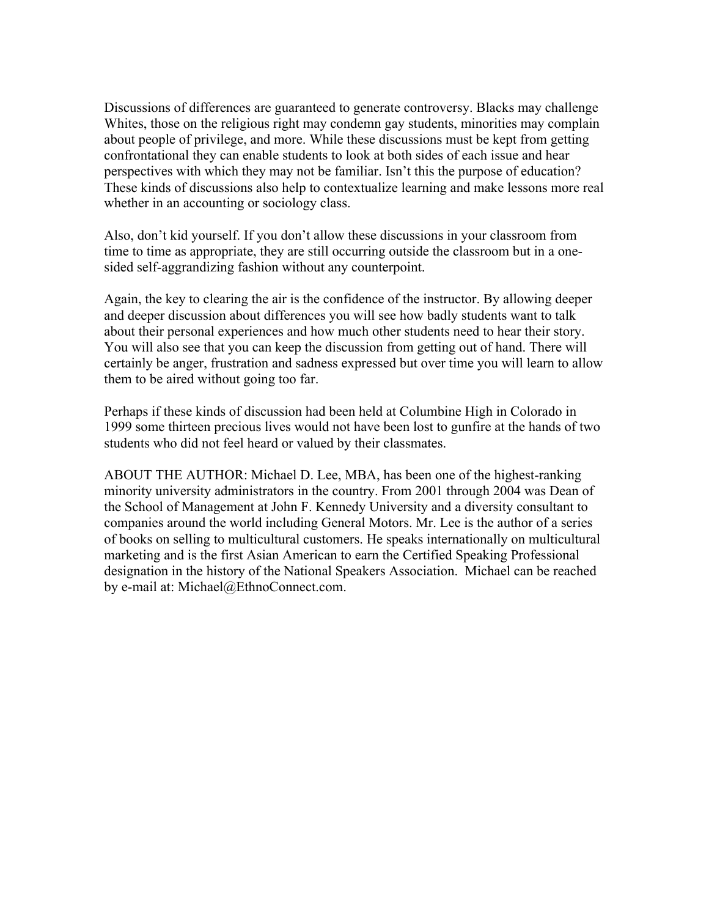Discussions of differences are guaranteed to generate controversy. Blacks may challenge Whites, those on the religious right may condemn gay students, minorities may complain about people of privilege, and more. While these discussions must be kept from getting confrontational they can enable students to look at both sides of each issue and hear perspectives with which they may not be familiar. Isn't this the purpose of education? These kinds of discussions also help to contextualize learning and make lessons more real whether in an accounting or sociology class.

Also, don't kid yourself. If you don't allow these discussions in your classroom from time to time as appropriate, they are still occurring outside the classroom but in a one-sided self-aggrandizing fashion without any counterpoint.

Again, the key to clearing the air is the confidence of the instructor. By allowing deeper and deeper discussion about differences you will see how badly students want to talk about their personal experiences and how much other students need to hear their story. You will also see that you can keep the discussion from getting out of hand. There will certainly be anger, frustration and sadness expressed but over time you will learn to allow them to be aired without going too far.

Perhaps if these kinds of discussion had been held at Columbine High in Colorado in 1999 some thirteen precious lives would not have been lost to gunfire at the hands of two students who did not feel heard or valued by their classmates.

ABOUT THE AUTHOR: Michael D. Lee, MBA, has been one of the highest-ranking minority university administrators in the country. From 2001 through 2004 was Dean of the School of Management at John F. Kennedy University and a diversity consultant to companies around the world including General Motors. Mr. Lee is the author of a series of books on selling to multicultural customers. He speaks internationally on multicultural marketing and is the first Asian American to earn the Certified Speaking Professional designation in the history of the National Speakers Association. Michael can be reached by e-mail at: Michael@EthnoConnect.com.